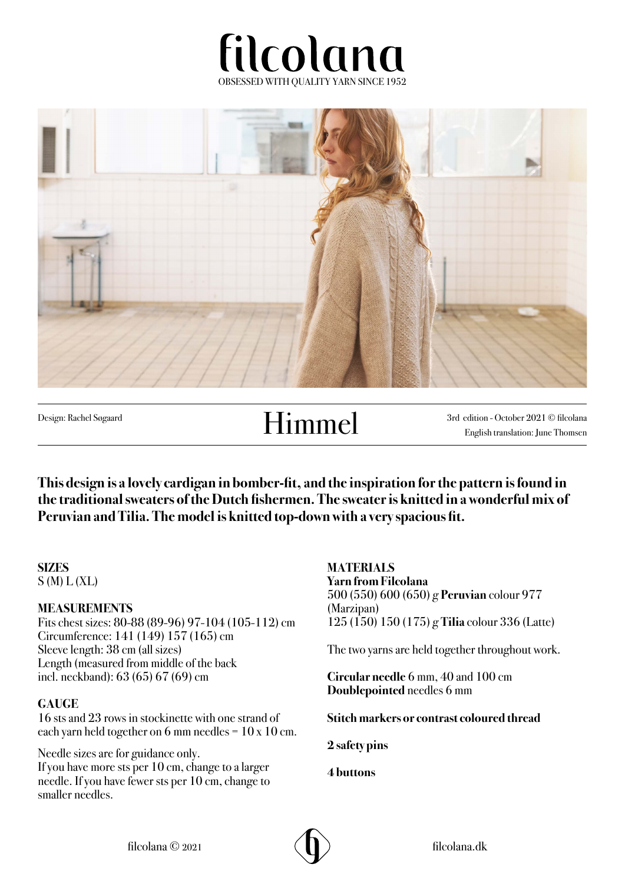# filcolana

OBSESSED WITH QUALITY YARN SINCE 1952

Design: Rachel Søgaard

# Himmel

3rd edition - October 2021 © filcolana
English translation: June Thomsen

**This design is a lovely cardigan in bomber-fit, and the inspiration for the pattern is found in the traditional sweaters of the Dutch fishermen. The sweater is knitted in a wonderful mix of Peruvian and Tilia. The model is knitted top-down with a very spacious fit.**

## SIZES

S (M) L (XL)

## MEASUREMENTS

Fits chest sizes: 80-88 (89-96) 97-104 (105-112) cm
Circumference: 141 (149) 157 (165) cm
Sleeve length: 38 cm (all sizes)
Length (measured from middle of the back incl. neckband): 63 (65) 67 (69) cm

## GAUGE

16 sts and 23 rows in stockinette with one strand of each yarn held together on 6 mm needles = 10 x 10 cm.

Needle sizes are for guidance only.
If you have more sts per 10 cm, change to a larger needle. If you have fewer sts per 10 cm, change to smaller needles.

## MATERIALS

**Yarn from Filcolana**
500 (550) 600 (650) g **Peruvian** colour 977 (Marzipan)
125 (150) 150 (175) g **Tilia** colour 336 (Latte)

The two yarns are held together throughout work.

**Circular needle** 6 mm, 40 and 100 cm
**Doublepointed** needles 6 mm

**Stitch markers or contrast coloured thread**

**2 safety pins**

**4 buttons**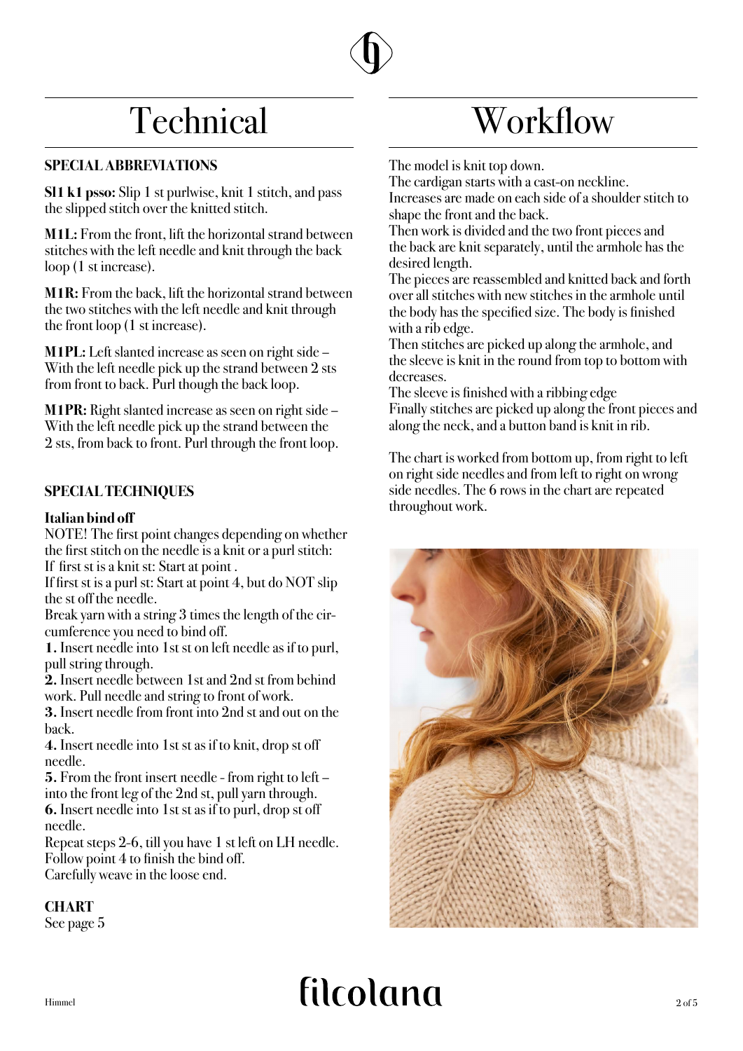# Technical

**SPECIAL ABBREVIATIONS**

**Sl1 k1 psso:** Slip 1 st purlwise, knit 1 stitch, and pass the slipped stitch over the knitted stitch.

**M1L:** From the front, lift the horizontal strand between stitches with the left needle and knit through the back loop (1 st increase).

**M1R:** From the back, lift the horizontal strand between the two stitches with the left needle and knit through the front loop (1 st increase).

**M1PL:** Left slanted increase as seen on right side – With the left needle pick up the strand between 2 sts from front to back. Purl though the back loop.

**M1PR:** Right slanted increase as seen on right side – With the left needle pick up the strand between the 2 sts, from back to front. Purl through the front loop.

**SPECIAL TECHNIQUES**

**Italian bind off**
NOTE! The first point changes depending on whether the first stitch on the needle is a knit or a purl stitch:
If first st is a knit st: Start at point .
If first st is a purl st: Start at point 4, but do NOT slip the st off the needle.
Break yarn with a string 3 times the length of the circumference you need to bind off.
**1.** Insert needle into 1st st on left needle as if to purl, pull string through.
**2.** Insert needle between 1st and 2nd st from behind work. Pull needle and string to front of work.
**3.** Insert needle from front into 2nd st and out on the back.
**4.** Insert needle into 1st st as if to knit, drop st off needle.
**5.** From the front insert needle - from right to left – into the front leg of the 2nd st, pull yarn through.
**6.** Insert needle into 1st st as if to purl, drop st off needle.
Repeat steps 2-6, till you have 1 st left on LH needle.
Follow point 4 to finish the bind off.
Carefully weave in the loose end.

**CHART**
See page 5

# Workflow

The model is knit top down.
The cardigan starts with a cast-on neckline.
Increases are made on each side of a shoulder stitch to shape the front and the back.
Then work is divided and the two front pieces and the back are knit separately, until the armhole has the desired length.
The pieces are reassembled and knitted back and forth over all stitches with new stitches in the armhole until the body has the specified size. The body is finished with a rib edge.
Then stitches are picked up along the armhole, and the sleeve is knit in the round from top to bottom with decreases.
The sleeve is finished with a ribbing edge
Finally stitches are picked up along the front pieces and along the neck, and a button band is knit in rib.

The chart is worked from bottom up, from right to left on right side needles and from left to right on wrong side needles. The 6 rows in the chart are repeated throughout work.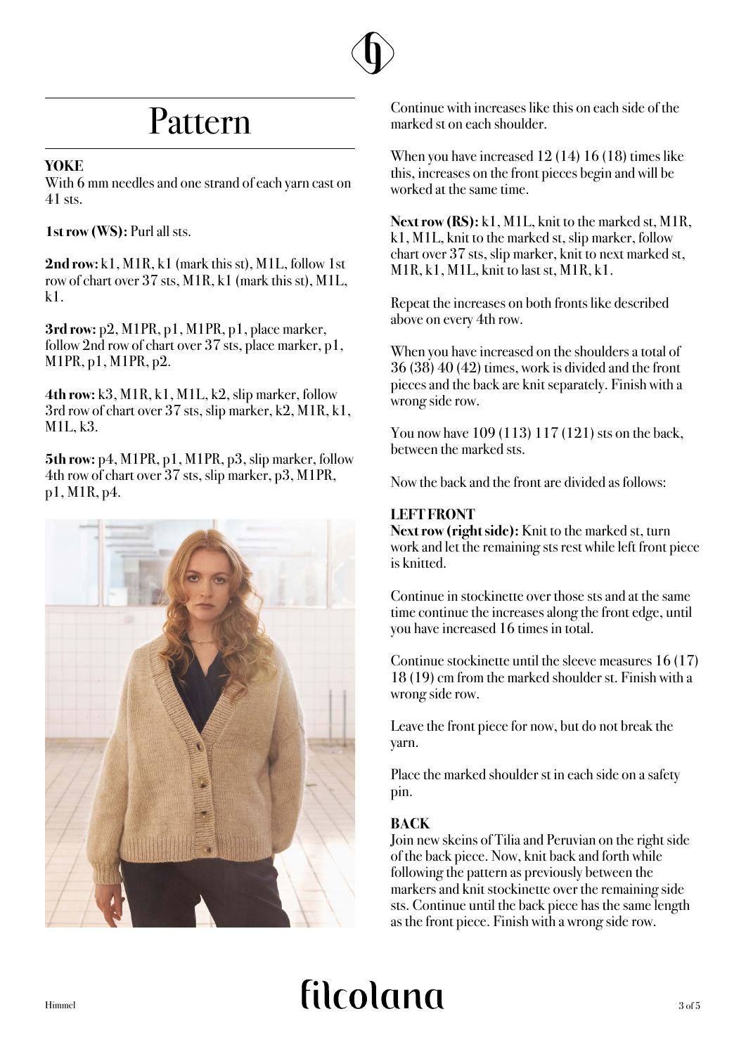# Pattern

**YOKE**

With 6 mm needles and one strand of each yarn cast on 41 sts.

**1st row (WS):** Purl all sts.

**2nd row:** k1, M1R, k1 (mark this st), M1L, follow 1st row of chart over 37 sts, M1R, k1 (mark this st), M1L, k1.

**3rd row:** p2, M1PR, p1, M1PR, p1, place marker, follow 2nd row of chart over 37 sts, place marker, p1, M1PR, p1, M1PR, p2.

**4th row:** k3, M1R, k1, M1L, k2, slip marker, follow 3rd row of chart over 37 sts, slip marker, k2, M1R, k1, M1L, k3.

**5th row:** p4, M1PR, p1, M1PR, p3, slip marker, follow 4th row of chart over 37 sts, slip marker, p3, M1PR, p1, M1R, p4.

Continue with increases like this on each side of the marked st on each shoulder.

When you have increased 12 (14) 16 (18) times like this, increases on the front pieces begin and will be worked at the same time.

**Next row (RS):** k1, M1L, knit to the marked st, M1R, k1, M1L, knit to the marked st, slip marker, follow chart over 37 sts, slip marker, knit to next marked st, M1R, k1, M1L, knit to last st, M1R, k1.

Repeat the increases on both fronts like described above on every 4th row.

When you have increased on the shoulders a total of 36 (38) 40 (42) times, work is divided and the front pieces and the back are knit separately. Finish with a wrong side row.

You now have 109 (113) 117 (121) sts on the back, between the marked sts.

Now the back and the front are divided as follows:

**LEFT FRONT**

**Next row (right side):** Knit to the marked st, turn work and let the remaining sts rest while left front piece is knitted.

Continue in stockinette over those sts and at the same time continue the increases along the front edge, until you have increased 16 times in total.

Continue stockinette until the sleeve measures 16 (17) 18 (19) cm from the marked shoulder st. Finish with a wrong side row.

Leave the front piece for now, but do not break the yarn.

Place the marked shoulder st in each side on a safety pin.

**BACK**

Join new skeins of Tilia and Peruvian on the right side of the back piece. Now, knit back and forth while following the pattern as previously between the markers and knit stockinette over the remaining side sts. Continue until the back piece has the same length as the front piece. Finish with a wrong side row.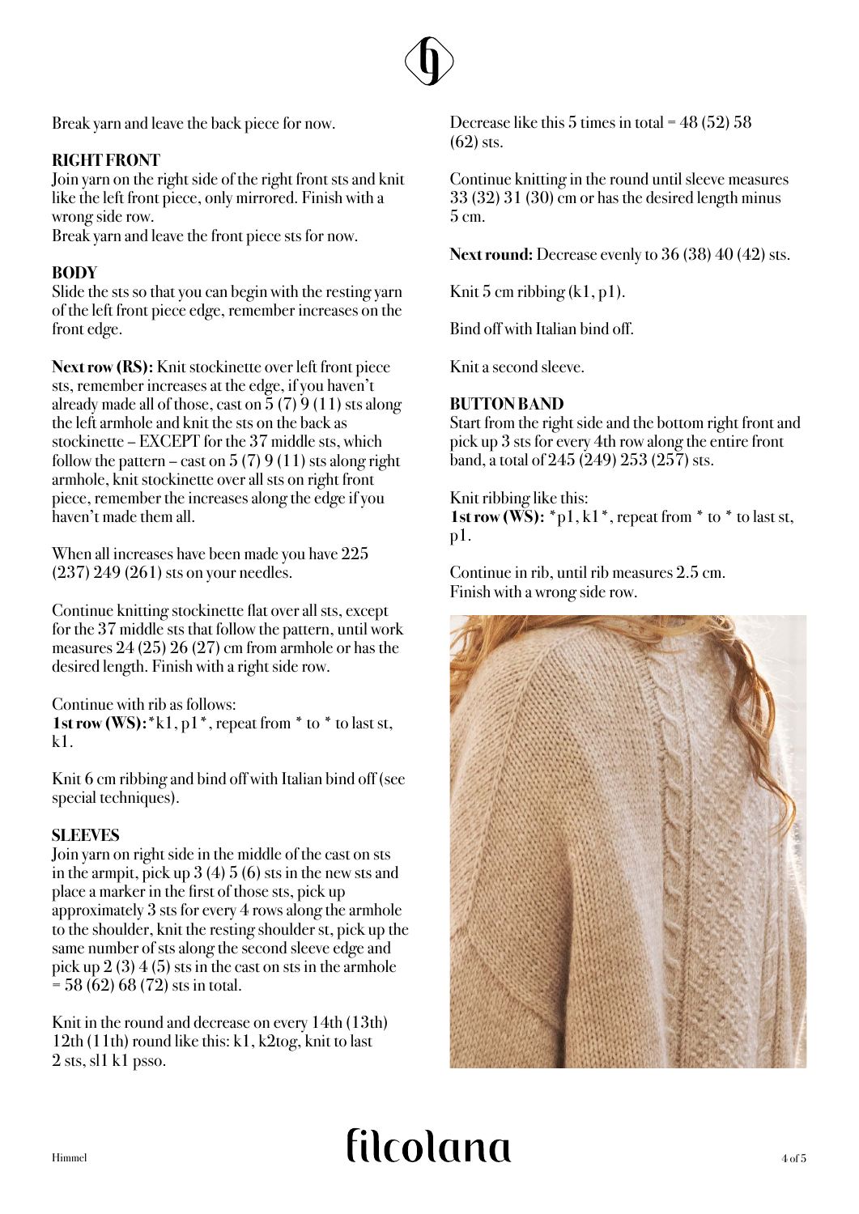Break yarn and leave the back piece for now.

## RIGHT FRONT

Join yarn on the right side of the right front sts and knit like the left front piece, only mirrored. Finish with a wrong side row.
Break yarn and leave the front piece sts for now.

## BODY

Slide the sts so that you can begin with the resting yarn of the left front piece edge, remember increases on the front edge.

**Next row (RS):** Knit stockinette over left front piece sts, remember increases at the edge, if you haven't already made all of those, cast on 5 (7) 9 (11) sts along the left armhole and knit the sts on the back as stockinette – EXCEPT for the 37 middle sts, which follow the pattern – cast on 5 (7) 9 (11) sts along right armhole, knit stockinette over all sts on right front piece, remember the increases along the edge if you haven't made them all.

When all increases have been made you have 225 (237) 249 (261) sts on your needles.

Continue knitting stockinette flat over all sts, except for the 37 middle sts that follow the pattern, until work measures 24 (25) 26 (27) cm from armhole or has the desired length. Finish with a right side row.

Continue with rib as follows:
**1st row (WS):** *k1, p1*, repeat from * to * to last st, k1.

Knit 6 cm ribbing and bind off with Italian bind off (see special techniques).

## SLEEVES

Join yarn on right side in the middle of the cast on sts in the armpit, pick up 3 (4) 5 (6) sts in the new sts and place a marker in the first of those sts, pick up approximately 3 sts for every 4 rows along the armhole to the shoulder, knit the resting shoulder st, pick up the same number of sts along the second sleeve edge and pick up 2 (3) 4 (5) sts in the cast on sts in the armhole = 58 (62) 68 (72) sts in total.

Knit in the round and decrease on every 14th (13th) 12th (11th) round like this: k1, k2tog, knit to last 2 sts, sl1 k1 psso.

Decrease like this 5 times in total = 48 (52) 58 (62) sts.

Continue knitting in the round until sleeve measures 33 (32) 31 (30) cm or has the desired length minus 5 cm.

**Next round:** Decrease evenly to 36 (38) 40 (42) sts.

Knit 5 cm ribbing (k1, p1).

Bind off with Italian bind off.

Knit a second sleeve.

## BUTTON BAND

Start from the right side and the bottom right front and pick up 3 sts for every 4th row along the entire front band, a total of 245 (249) 253 (257) sts.

Knit ribbing like this:
**1st row (WS):** *p1, k1*, repeat from * to * to last st, p1.

Continue in rib, until rib measures 2.5 cm.
Finish with a wrong side row.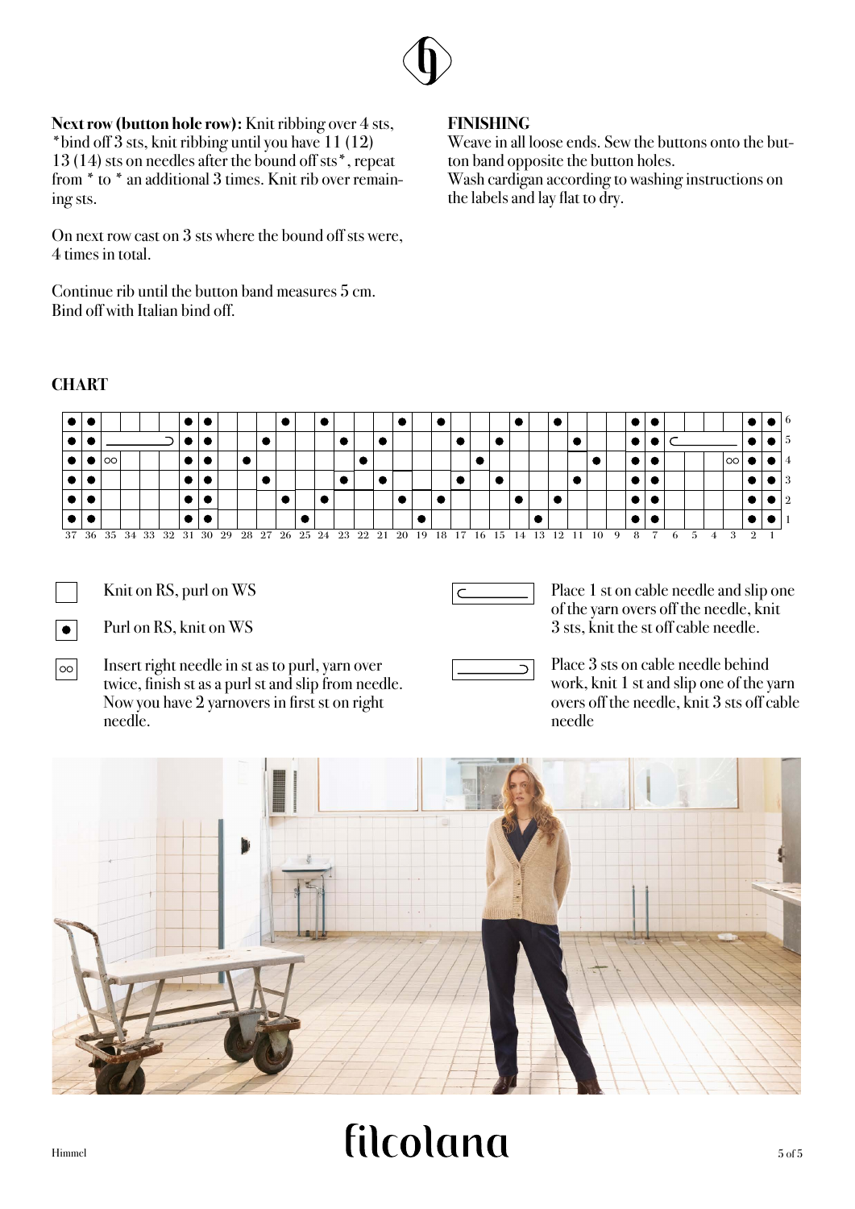**Next row (button hole row):** Knit ribbing over 4 sts, *bind off 3 sts, knit ribbing until you have 11 (12) 13 (14) sts on needles after the bound off sts*, repeat from * to * an additional 3 times. Knit rib over remaining sts.

On next row cast on 3 sts where the bound off sts were, 4 times in total.

Continue rib until the button band measures 5 cm. Bind off with Italian bind off.

## FINISHING

Weave in all loose ends. Sew the buttons onto the button band opposite the button holes.
Wash cardigan according to washing instructions on the labels and lay flat to dry.

## CHART

37 36 35 34 33 32 31 30 29 28 27 26 25 24 23 22 21 20 19 18 17 16 15 14 13 12 11 10 9 8 7 6 5 4 3 2 1

6
5
4
3
2
1

- Knit on RS, purl on WS
- Purl on RS, knit on WS
- Insert right needle in st as to purl, yarn over twice, finish st as a purl st and slip from needle. Now you have 2 yarnovers in first st on right needle.
- Place 1 st on cable needle and slip one of the yarn overs off the needle, knit 3 sts, knit the st off cable needle.
- Place 3 sts on cable needle behind work, knit 1 st and slip one of the yarn overs off the needle, knit 3 sts off cable needle